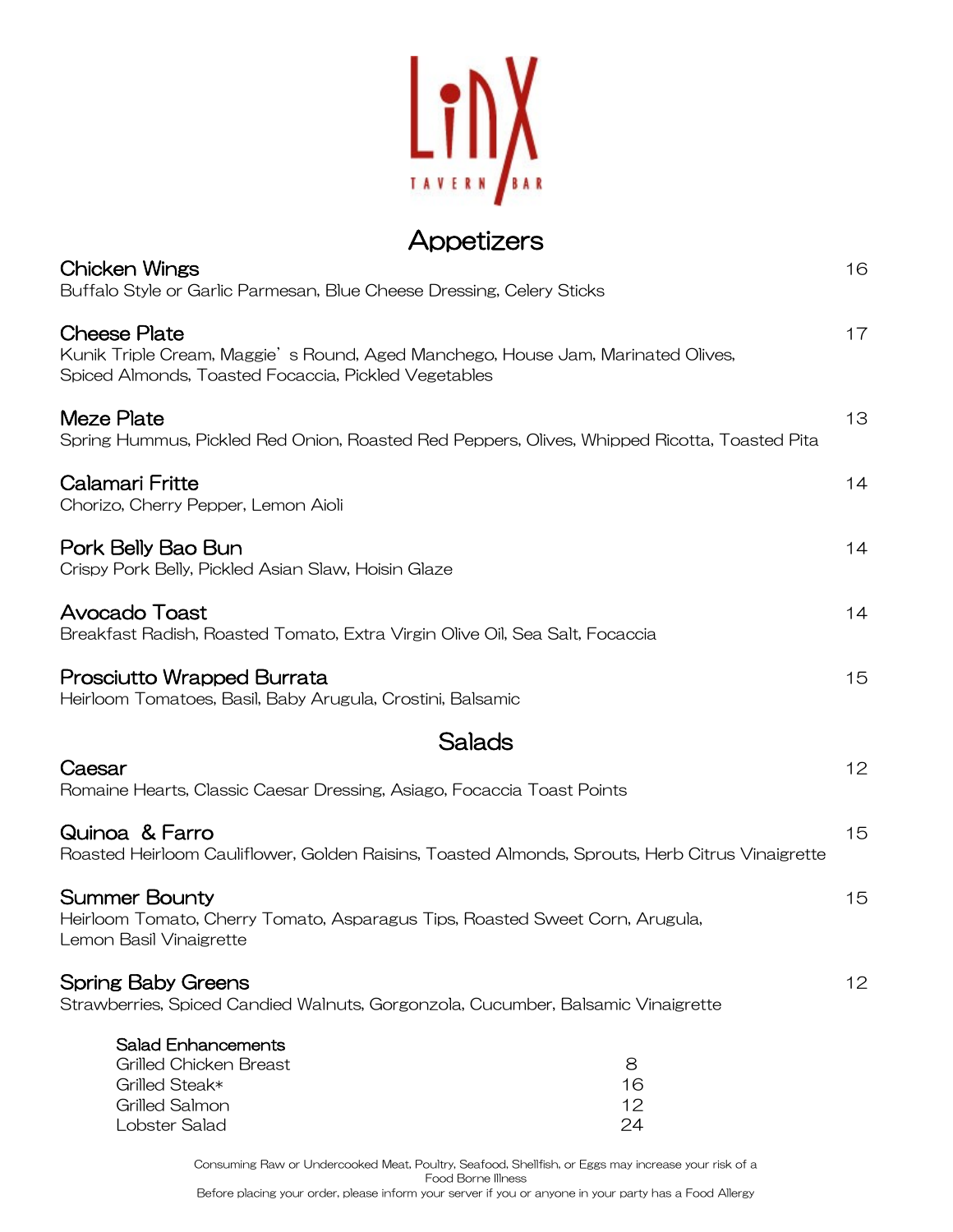# LinX

TAVERN BAR

## Appetizers

**Chicken Wings** 16
Buffalo Style or Garlic Parmesan, Blue Cheese Dressing, Celery Sticks

**Cheese Plate** 17
Kunik Triple Cream, Maggie's Round, Aged Manchego, House Jam, Marinated Olives, Spiced Almonds, Toasted Focaccia, Pickled Vegetables

**Meze Plate** 13
Spring Hummus, Pickled Red Onion, Roasted Red Peppers, Olives, Whipped Ricotta, Toasted Pita

**Calamari Fritte** 14
Chorizo, Cherry Pepper, Lemon Aioli

**Pork Belly Bao Bun** 14
Crispy Pork Belly, Pickled Asian Slaw, Hoisin Glaze

**Avocado Toast** 14
Breakfast Radish, Roasted Tomato, Extra Virgin Olive Oil, Sea Salt, Focaccia

**Prosciutto Wrapped Burrata** 15
Heirloom Tomatoes, Basil, Baby Arugula, Crostini, Balsamic

## Salads

**Caesar** 12
Romaine Hearts, Classic Caesar Dressing, Asiago, Focaccia Toast Points

**Quinoa & Farro** 15
Roasted Heirloom Cauliflower, Golden Raisins, Toasted Almonds, Sprouts, Herb Citrus Vinaigrette

**Summer Bounty** 15
Heirloom Tomato, Cherry Tomato, Asparagus Tips, Roasted Sweet Corn, Arugula, Lemon Basil Vinaigrette

**Spring Baby Greens** 12
Strawberries, Spiced Candied Walnuts, Gorgonzola, Cucumber, Balsamic Vinaigrette

### Salad Enhancements

| Item | Price |
|---|---|
| Grilled Chicken Breast | 8 |
| Grilled Steak* | 16 |
| Grilled Salmon | 12 |
| Lobster Salad | 24 |

Consuming Raw or Undercooked Meat, Poultry, Seafood, Shellfish, or Eggs may increase your risk of a Food Borne Illness

Before placing your order, please inform your server if you or anyone in your party has a Food Allergy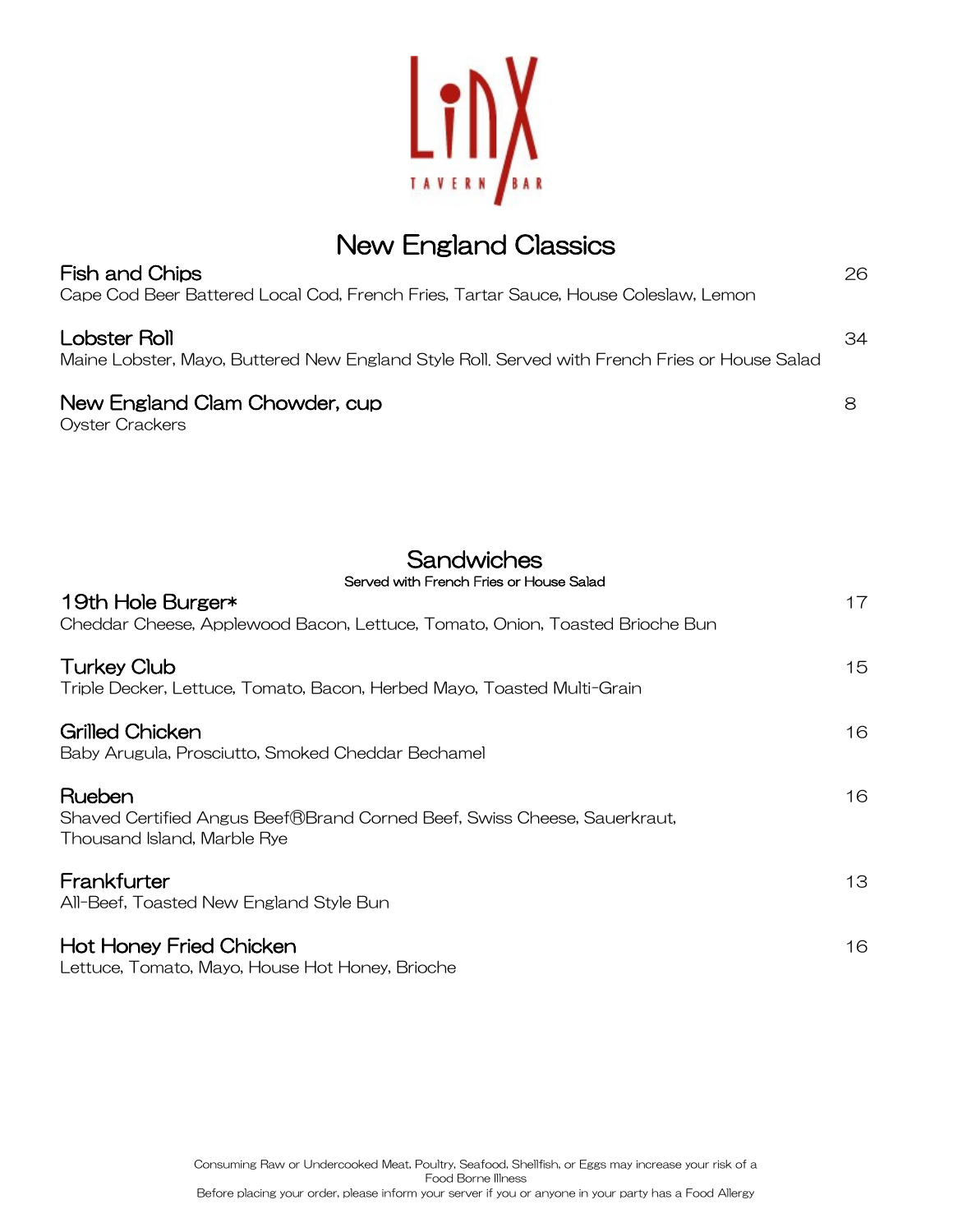# LinX

TAVERN | BAR

## New England Classics

**Fish and Chips** 26
Cape Cod Beer Battered Local Cod, French Fries, Tartar Sauce, House Coleslaw, Lemon

**Lobster Roll** 34
Maine Lobster, Mayo, Buttered New England Style Roll. Served with French Fries or House Salad

**New England Clam Chowder, cup** 8
Oyster Crackers

## Sandwiches

Served with French Fries or House Salad

**19th Hole Burger*** 17
Cheddar Cheese, Applewood Bacon, Lettuce, Tomato, Onion, Toasted Brioche Bun

**Turkey Club** 15
Triple Decker, Lettuce, Tomato, Bacon, Herbed Mayo, Toasted Multi-Grain

**Grilled Chicken** 16
Baby Arugula, Prosciutto, Smoked Cheddar Bechamel

**Rueben** 16
Shaved Certified Angus Beef®Brand Corned Beef, Swiss Cheese, Sauerkraut, Thousand Island, Marble Rye

**Frankfurter** 13
All-Beef, Toasted New England Style Bun

**Hot Honey Fried Chicken** 16
Lettuce, Tomato, Mayo, House Hot Honey, Brioche

Consuming Raw or Undercooked Meat, Poultry, Seafood, Shellfish, or Eggs may increase your risk of a Food Borne Illness
Before placing your order, please inform your server if you or anyone in your party has a Food Allergy